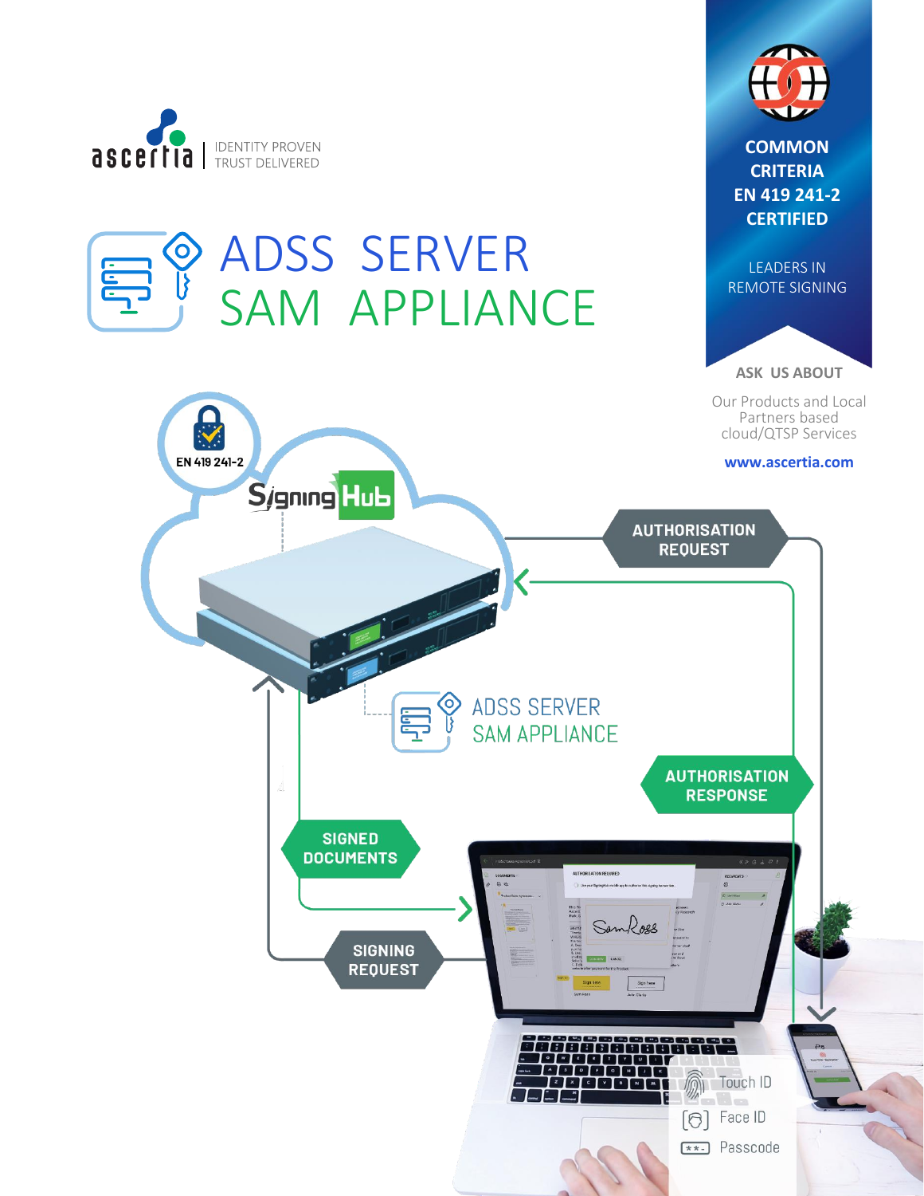ascertia | IDENTITY PROVEN TRUST DELIVERED

# ADSS SERVER SAM APPLIANCE

**COMMON CRITERIA EN 419 241-2 CERTIFIED**

LEADERS IN REMOTE SIGNING

**ASK US ABOUT**

Our Products and Local Partners based cloud/QTSP Services

**www.ascertia.com**

EN 419 241-2

SigningHub

**AUTHORISATION REQUEST**

ADSS SERVER SAM APPLIANCE

**AUTHORISATION RESPONSE**

**SIGNED DOCUMENTS**

**SIGNING REQUEST**

Touch ID

Face ID

Passcode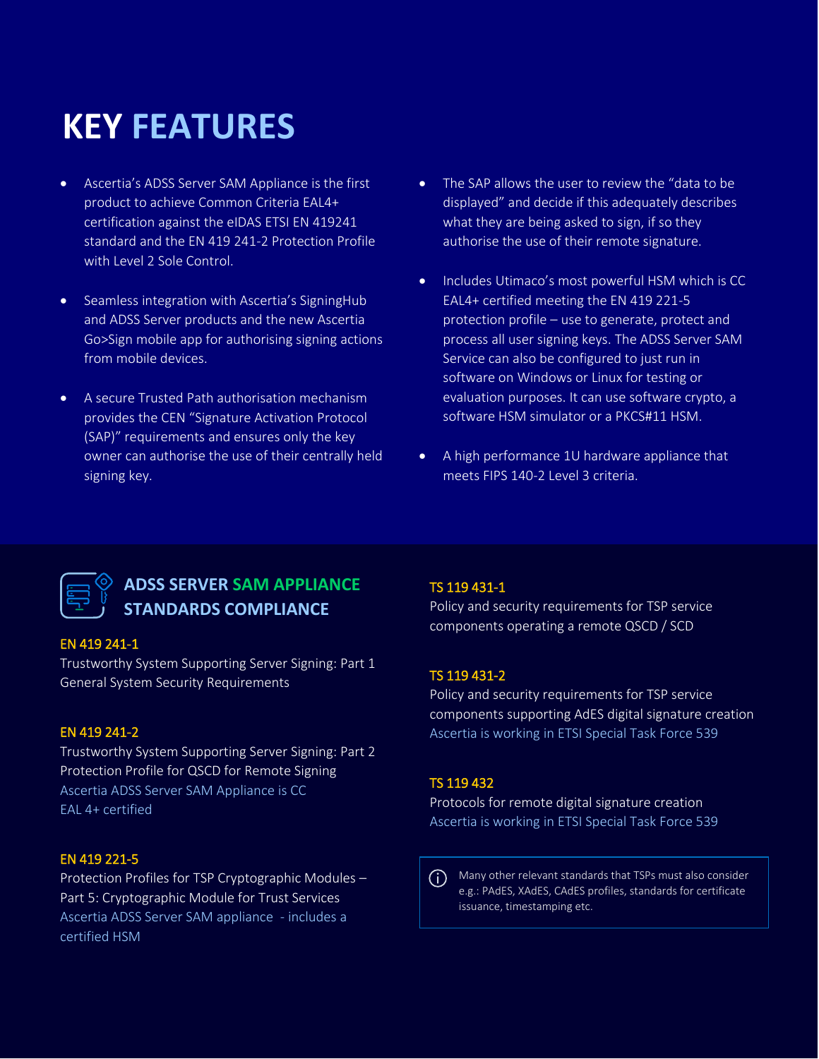# KEY FEATURES

- Ascertia's ADSS Server SAM Appliance is the first product to achieve Common Criteria EAL4+ certification against the eIDAS ETSI EN 419241 standard and the EN 419 241-2 Protection Profile with Level 2 Sole Control.
- Seamless integration with Ascertia's SigningHub and ADSS Server products and the new Ascertia Go>Sign mobile app for authorising signing actions from mobile devices.
- A secure Trusted Path authorisation mechanism provides the CEN "Signature Activation Protocol (SAP)" requirements and ensures only the key owner can authorise the use of their centrally held signing key.
- The SAP allows the user to review the "data to be displayed" and decide if this adequately describes what they are being asked to sign, if so they authorise the use of their remote signature.
- Includes Utimaco's most powerful HSM which is CC EAL4+ certified meeting the EN 419 221-5 protection profile – use to generate, protect and process all user signing keys. The ADSS Server SAM Service can also be configured to just run in software on Windows or Linux for testing or evaluation purposes. It can use software crypto, a software HSM simulator or a PKCS#11 HSM.
- A high performance 1U hardware appliance that meets FIPS 140-2 Level 3 criteria.

## ADSS SERVER SAM APPLIANCE STANDARDS COMPLIANCE

**EN 419 241-1**
Trustworthy System Supporting Server Signing: Part 1 General System Security Requirements

**EN 419 241-2**
Trustworthy System Supporting Server Signing: Part 2 Protection Profile for QSCD for Remote Signing
Ascertia ADSS Server SAM Appliance is CC EAL 4+ certified

**EN 419 221-5**
Protection Profiles for TSP Cryptographic Modules – Part 5: Cryptographic Module for Trust Services
Ascertia ADSS Server SAM appliance - includes a certified HSM

**TS 119 431-1**
Policy and security requirements for TSP service components operating a remote QSCD / SCD

**TS 119 431-2**
Policy and security requirements for TSP service components supporting AdES digital signature creation
Ascertia is working in ETSI Special Task Force 539

**TS 119 432**
Protocols for remote digital signature creation
Ascertia is working in ETSI Special Task Force 539

Many other relevant standards that TSPs must also consider e.g.: PAdES, XAdES, CAdES profiles, standards for certificate issuance, timestamping etc.